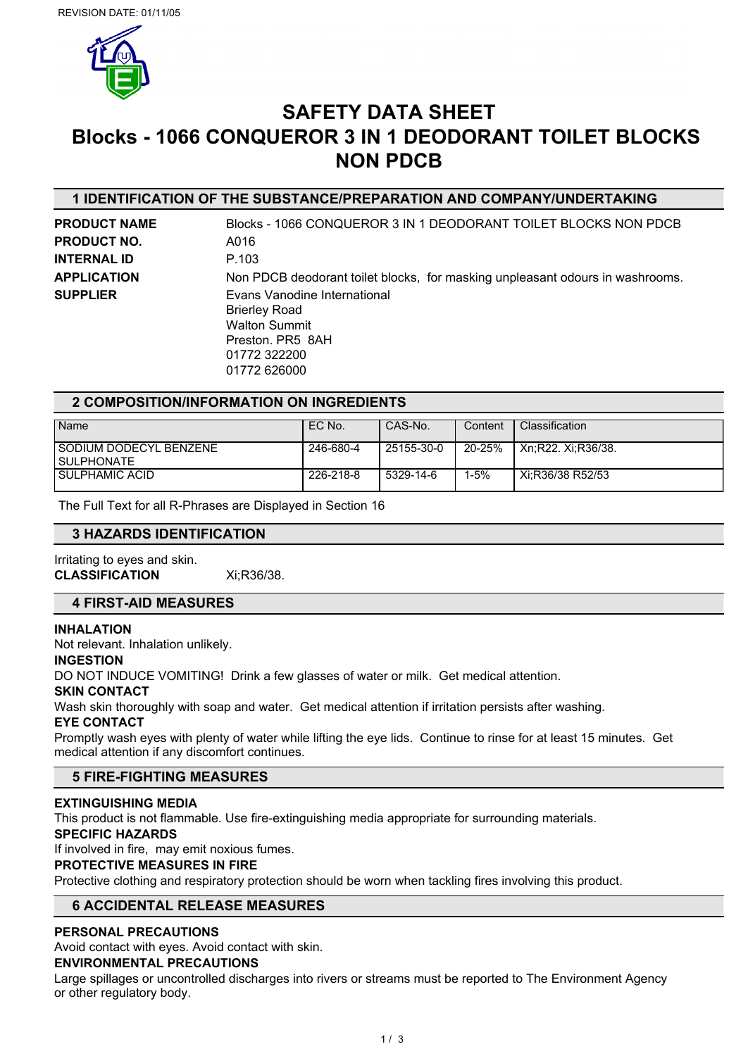REVISION DATE: 01/11/05

# SAFETY DATA SHEET
# Blocks - 1066 CONQUEROR 3 IN 1 DEODORANT TOILET BLOCKS NON PDCB

## 1 IDENTIFICATION OF THE SUBSTANCE/PREPARATION AND COMPANY/UNDERTAKING

**PRODUCT NAME** Blocks - 1066 CONQUEROR 3 IN 1 DEODORANT TOILET BLOCKS NON PDCB

**PRODUCT NO.** A016

**INTERNAL ID** P.103

**APPLICATION** Non PDCB deodorant toilet blocks, for masking unpleasant odours in washrooms.

**SUPPLIER** Evans Vanodine International
Brierley Road
Walton Summit
Preston. PR5 8AH
01772 322200
01772 626000

## 2 COMPOSITION/INFORMATION ON INGREDIENTS

| Name | EC No. | CAS-No. | Content | Classification |
|---|---|---|---|---|
| SODIUM DODECYL BENZENE SULPHONATE | 246-680-4 | 25155-30-0 | 20-25% | Xn;R22. Xi;R36/38. |
| SULPHAMIC ACID | 226-218-8 | 5329-14-6 | 1-5% | Xi;R36/38 R52/53 |

The Full Text for all R-Phrases are Displayed in Section 16

## 3 HAZARDS IDENTIFICATION

Irritating to eyes and skin.

**CLASSIFICATION** Xi;R36/38.

## 4 FIRST-AID MEASURES

**INHALATION**

Not relevant. Inhalation unlikely.

**INGESTION**

DO NOT INDUCE VOMITING! Drink a few glasses of water or milk. Get medical attention.

**SKIN CONTACT**

Wash skin thoroughly with soap and water. Get medical attention if irritation persists after washing.

**EYE CONTACT**

Promptly wash eyes with plenty of water while lifting the eye lids. Continue to rinse for at least 15 minutes. Get medical attention if any discomfort continues.

## 5 FIRE-FIGHTING MEASURES

**EXTINGUISHING MEDIA**

This product is not flammable. Use fire-extinguishing media appropriate for surrounding materials.

**SPECIFIC HAZARDS**

If involved in fire, may emit noxious fumes.

**PROTECTIVE MEASURES IN FIRE**

Protective clothing and respiratory protection should be worn when tackling fires involving this product.

## 6 ACCIDENTAL RELEASE MEASURES

**PERSONAL PRECAUTIONS**

Avoid contact with eyes. Avoid contact with skin.

**ENVIRONMENTAL PRECAUTIONS**

Large spillages or uncontrolled discharges into rivers or streams must be reported to The Environment Agency or other regulatory body.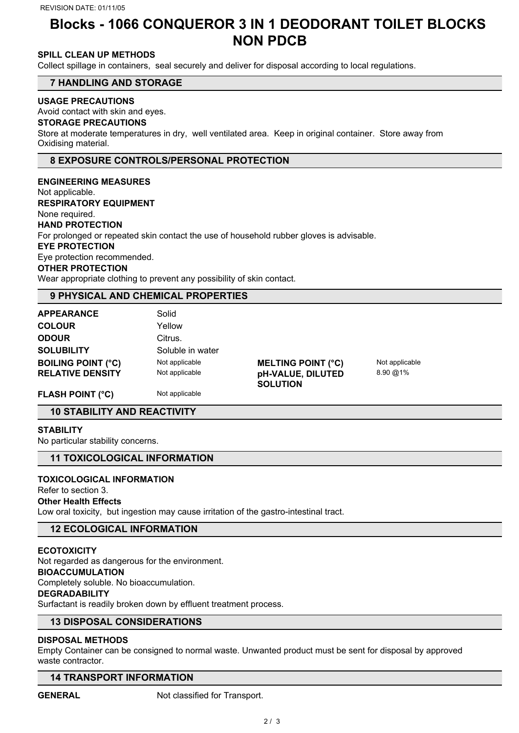# Blocks - 1066 CONQUEROR 3 IN 1 DEODORANT TOILET BLOCKS NON PDCB

**SPILL CLEAN UP METHODS**

Collect spillage in containers, seal securely and deliver for disposal according to local regulations.

## 7 HANDLING AND STORAGE

**USAGE PRECAUTIONS**

Avoid contact with skin and eyes.

**STORAGE PRECAUTIONS**

Store at moderate temperatures in dry, well ventilated area. Keep in original container. Store away from Oxidising material.

## 8 EXPOSURE CONTROLS/PERSONAL PROTECTION

**ENGINEERING MEASURES**

Not applicable.

**RESPIRATORY EQUIPMENT**

None required.

**HAND PROTECTION**

For prolonged or repeated skin contact the use of household rubber gloves is advisable.

**EYE PROTECTION**

Eye protection recommended.

**OTHER PROTECTION**

Wear appropriate clothing to prevent any possibility of skin contact.

## 9 PHYSICAL AND CHEMICAL PROPERTIES

| | | | |
|---|---|---|---|
| **APPEARANCE** | Solid | | |
| **COLOUR** | Yellow | | |
| **ODOUR** | Citrus. | | |
| **SOLUBILITY** | Soluble in water | | |
| **BOILING POINT (°C)** | Not applicable | **MELTING POINT (°C)** | Not applicable |
| **RELATIVE DENSITY** | Not applicable | **pH-VALUE, DILUTED SOLUTION** | 8.90 @1% |
| **FLASH POINT (°C)** | Not applicable | | |

## 10 STABILITY AND REACTIVITY

**STABILITY**

No particular stability concerns.

## 11 TOXICOLOGICAL INFORMATION

**TOXICOLOGICAL INFORMATION**

Refer to section 3.

**Other Health Effects**

Low oral toxicity, but ingestion may cause irritation of the gastro-intestinal tract.

## 12 ECOLOGICAL INFORMATION

**ECOTOXICITY**

Not regarded as dangerous for the environment.

**BIOACCUMULATION**

Completely soluble. No bioaccumulation.

**DEGRADABILITY**

Surfactant is readily broken down by effluent treatment process.

## 13 DISPOSAL CONSIDERATIONS

**DISPOSAL METHODS**

Empty Container can be consigned to normal waste. Unwanted product must be sent for disposal by approved waste contractor.

## 14 TRANSPORT INFORMATION

**GENERAL** Not classified for Transport.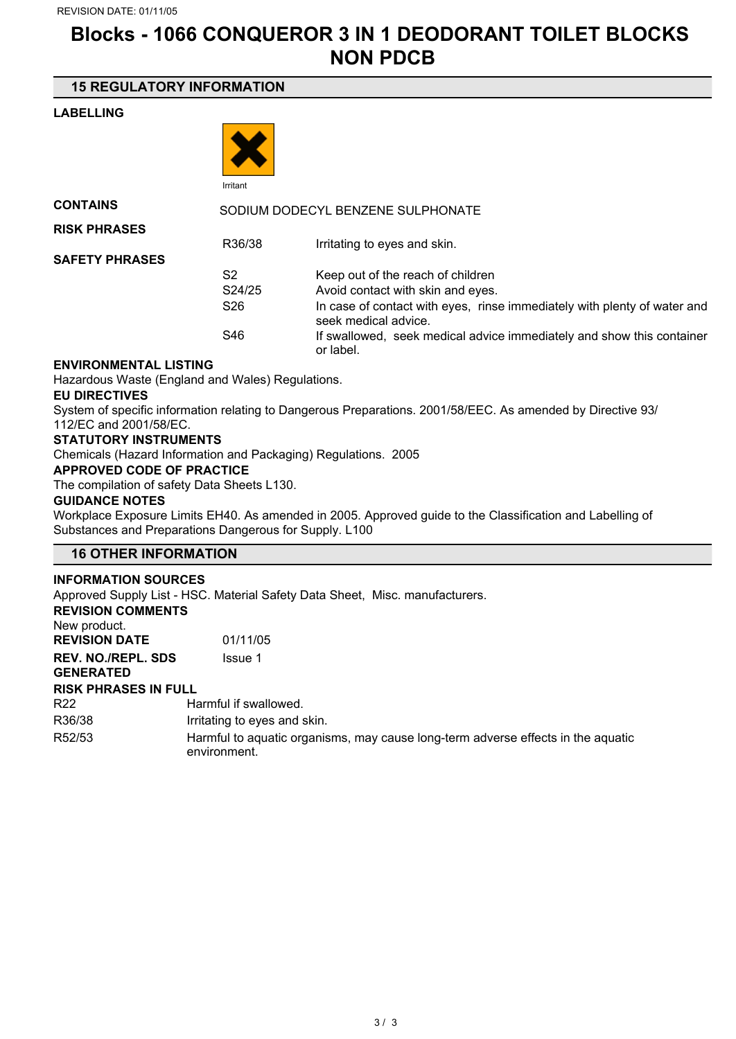# Blocks - 1066 CONQUEROR 3 IN 1 DEODORANT TOILET BLOCKS NON PDCB

## 15 REGULATORY INFORMATION

**LABELLING**

Irritant

**CONTAINS**

SODIUM DODECYL BENZENE SULPHONATE

**RISK PHRASES**

| | |
|---|---|
| R36/38 | Irritating to eyes and skin. |

**SAFETY PHRASES**

| | |
|---|---|
| S2 | Keep out of the reach of children |
| S24/25 | Avoid contact with skin and eyes. |
| S26 | In case of contact with eyes, rinse immediately with plenty of water and seek medical advice. |
| S46 | If swallowed, seek medical advice immediately and show this container or label. |

**ENVIRONMENTAL LISTING**

Hazardous Waste (England and Wales) Regulations.

**EU DIRECTIVES**

System of specific information relating to Dangerous Preparations. 2001/58/EEC. As amended by Directive 93/112/EC and 2001/58/EC.

**STATUTORY INSTRUMENTS**

Chemicals (Hazard Information and Packaging) Regulations. 2005

**APPROVED CODE OF PRACTICE**

The compilation of safety Data Sheets L130.

**GUIDANCE NOTES**

Workplace Exposure Limits EH40. As amended in 2005. Approved guide to the Classification and Labelling of Substances and Preparations Dangerous for Supply. L100

## 16 OTHER INFORMATION

**INFORMATION SOURCES**

Approved Supply List - HSC. Material Safety Data Sheet, Misc. manufacturers.

**REVISION COMMENTS**

New product.

**REVISION DATE** 01/11/05

**REV. NO./REPL. SDS GENERATED** Issue 1

**RISK PHRASES IN FULL**

| | |
|---|---|
| R22 | Harmful if swallowed. |
| R36/38 | Irritating to eyes and skin. |
| R52/53 | Harmful to aquatic organisms, may cause long-term adverse effects in the aquatic environment. |